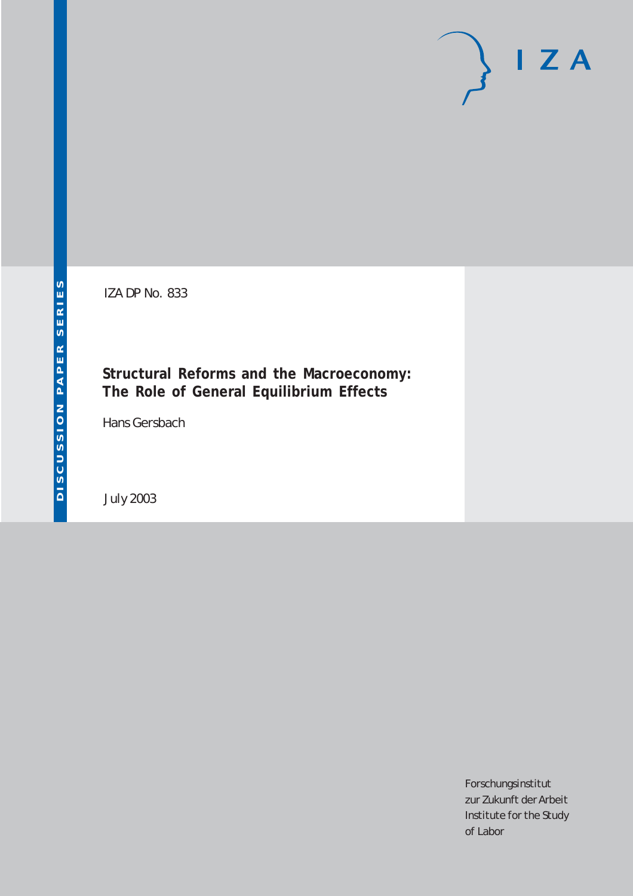DISCUSSION PAPER SERIES

IZA

IZA DP No. 833

# Structural Reforms and the Macroeconomy: The Role of General Equilibrium Effects

Hans Gersbach

July 2003

Forschungsinstitut
zur Zukunft der Arbeit
Institute for the Study
of Labor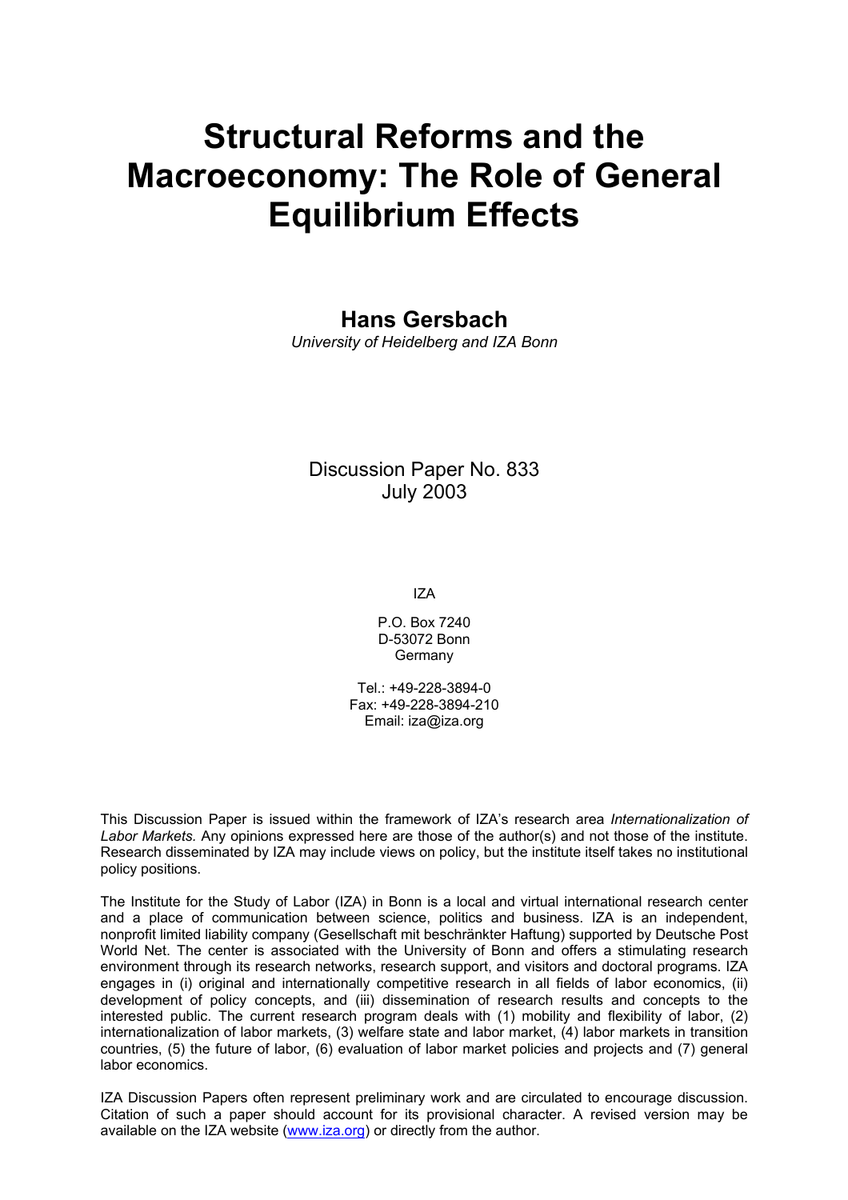# Structural Reforms and the Macroeconomy: The Role of General Equilibrium Effects

**Hans Gersbach**

*University of Heidelberg and IZA Bonn*

Discussion Paper No. 833
July 2003

IZA

P.O. Box 7240
D-53072 Bonn
Germany

Tel.: +49-228-3894-0
Fax: +49-228-3894-210
Email: iza@iza.org

This Discussion Paper is issued within the framework of IZA's research area *Internationalization of Labor Markets.* Any opinions expressed here are those of the author(s) and not those of the institute. Research disseminated by IZA may include views on policy, but the institute itself takes no institutional policy positions.

The Institute for the Study of Labor (IZA) in Bonn is a local and virtual international research center and a place of communication between science, politics and business. IZA is an independent, nonprofit limited liability company (Gesellschaft mit beschränkter Haftung) supported by Deutsche Post World Net. The center is associated with the University of Bonn and offers a stimulating research environment through its research networks, research support, and visitors and doctoral programs. IZA engages in (i) original and internationally competitive research in all fields of labor economics, (ii) development of policy concepts, and (iii) dissemination of research results and concepts to the interested public. The current research program deals with (1) mobility and flexibility of labor, (2) internationalization of labor markets, (3) welfare state and labor market, (4) labor markets in transition countries, (5) the future of labor, (6) evaluation of labor market policies and projects and (7) general labor economics.

IZA Discussion Papers often represent preliminary work and are circulated to encourage discussion. Citation of such a paper should account for its provisional character. A revised version may be available on the IZA website (www.iza.org) or directly from the author.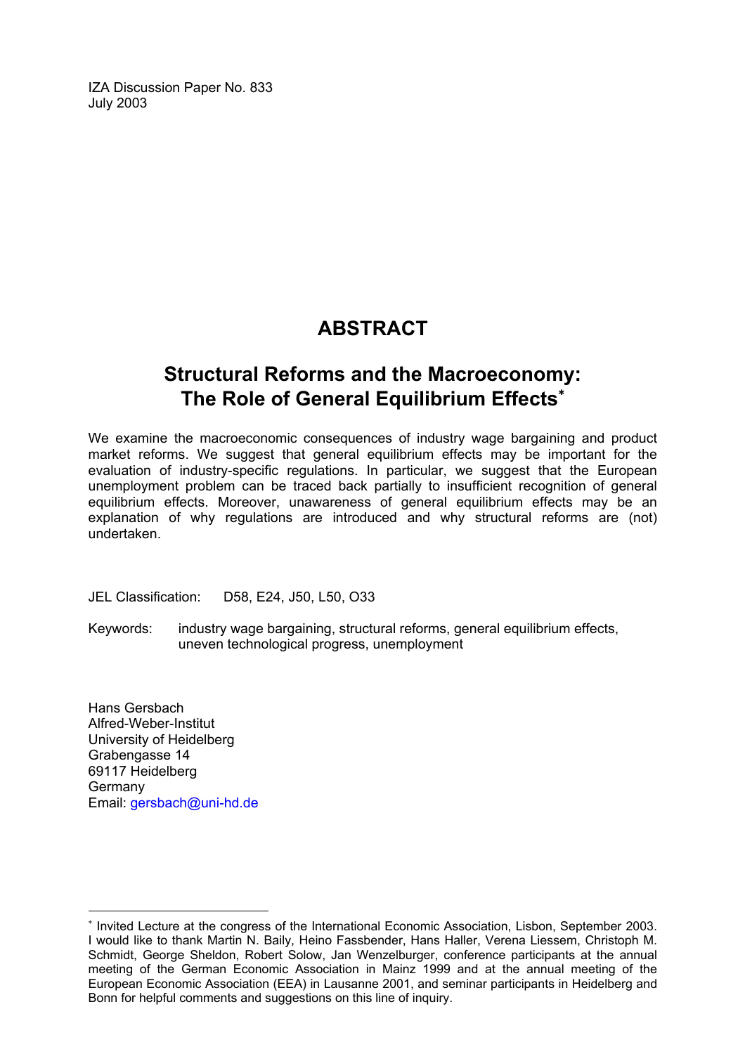IZA Discussion Paper No. 833
July 2003

# ABSTRACT

## Structural Reforms and the Macroeconomy: The Role of General Equilibrium Effects*

We examine the macroeconomic consequences of industry wage bargaining and product market reforms. We suggest that general equilibrium effects may be important for the evaluation of industry-specific regulations. In particular, we suggest that the European unemployment problem can be traced back partially to insufficient recognition of general equilibrium effects. Moreover, unawareness of general equilibrium effects may be an explanation of why regulations are introduced and why structural reforms are (not) undertaken.

JEL Classification: D58, E24, J50, L50, O33

Keywords: industry wage bargaining, structural reforms, general equilibrium effects, uneven technological progress, unemployment

Hans Gersbach
Alfred-Weber-Institut
University of Heidelberg
Grabengasse 14
69117 Heidelberg
Germany
Email: gersbach@uni-hd.de

---

* Invited Lecture at the congress of the International Economic Association, Lisbon, September 2003. I would like to thank Martin N. Baily, Heino Fassbender, Hans Haller, Verena Liessem, Christoph M. Schmidt, George Sheldon, Robert Solow, Jan Wenzelburger, conference participants at the annual meeting of the German Economic Association in Mainz 1999 and at the annual meeting of the European Economic Association (EEA) in Lausanne 2001, and seminar participants in Heidelberg and Bonn for helpful comments and suggestions on this line of inquiry.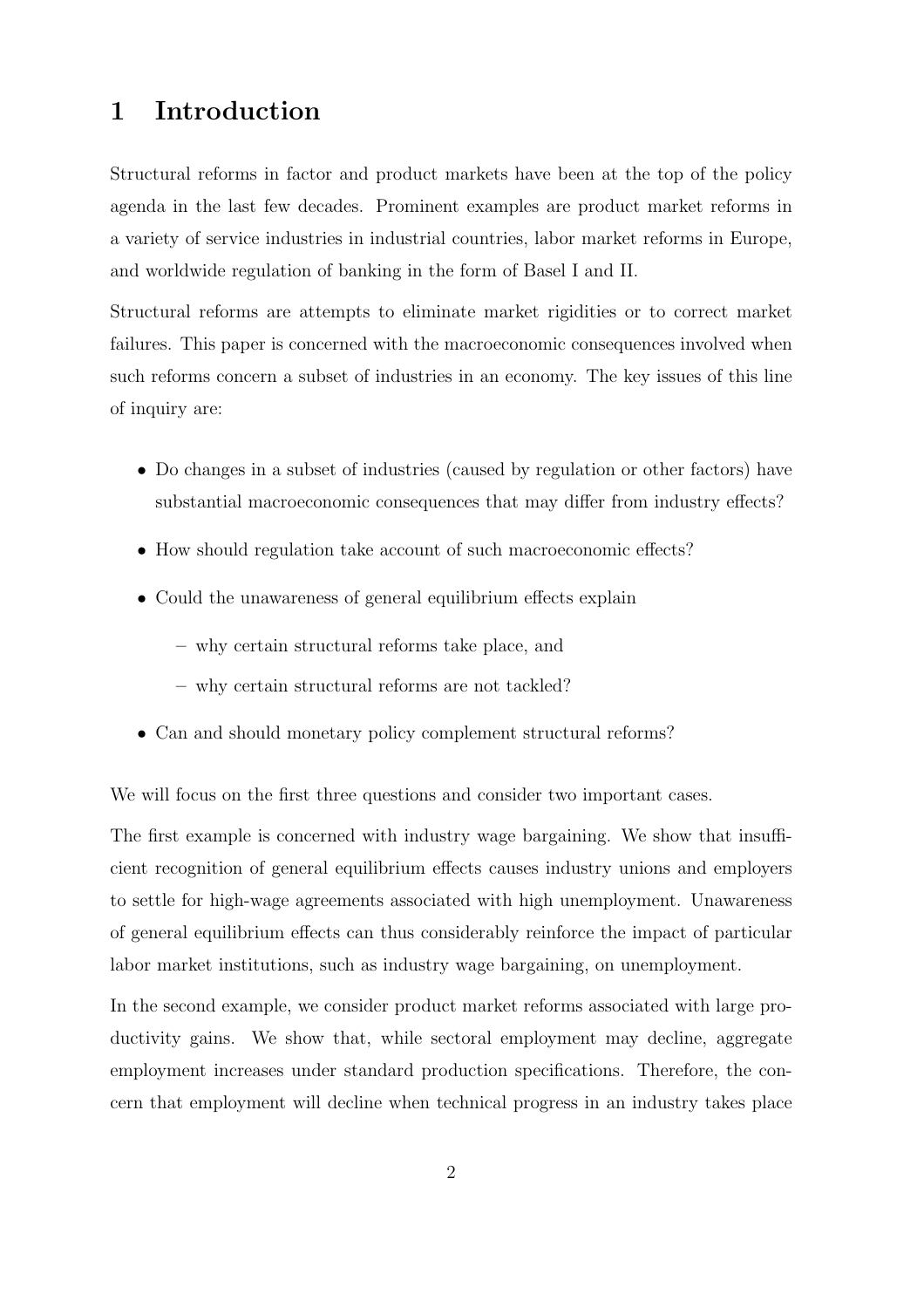# 1 Introduction

Structural reforms in factor and product markets have been at the top of the policy agenda in the last few decades. Prominent examples are product market reforms in a variety of service industries in industrial countries, labor market reforms in Europe, and worldwide regulation of banking in the form of Basel I and II.

Structural reforms are attempts to eliminate market rigidities or to correct market failures. This paper is concerned with the macroeconomic consequences involved when such reforms concern a subset of industries in an economy. The key issues of this line of inquiry are:

- Do changes in a subset of industries (caused by regulation or other factors) have substantial macroeconomic consequences that may differ from industry effects?
- How should regulation take account of such macroeconomic effects?
- Could the unawareness of general equilibrium effects explain
  - why certain structural reforms take place, and
  - why certain structural reforms are not tackled?
- Can and should monetary policy complement structural reforms?

We will focus on the first three questions and consider two important cases.

The first example is concerned with industry wage bargaining. We show that insufficient recognition of general equilibrium effects causes industry unions and employers to settle for high-wage agreements associated with high unemployment. Unawareness of general equilibrium effects can thus considerably reinforce the impact of particular labor market institutions, such as industry wage bargaining, on unemployment.

In the second example, we consider product market reforms associated with large productivity gains. We show that, while sectoral employment may decline, aggregate employment increases under standard production specifications. Therefore, the concern that employment will decline when technical progress in an industry takes place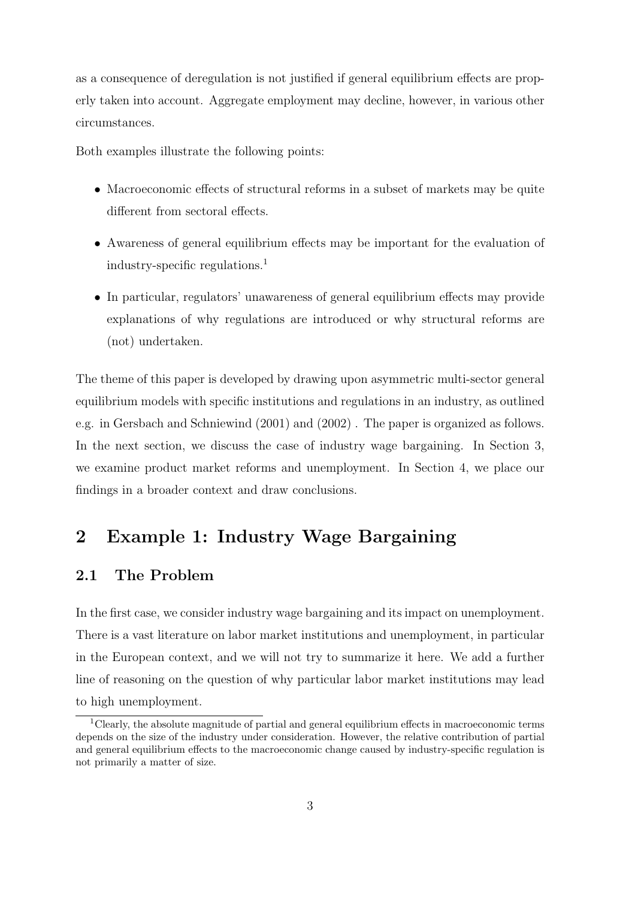as a consequence of deregulation is not justified if general equilibrium effects are properly taken into account. Aggregate employment may decline, however, in various other circumstances.

Both examples illustrate the following points:

- Macroeconomic effects of structural reforms in a subset of markets may be quite different from sectoral effects.
- Awareness of general equilibrium effects may be important for the evaluation of industry-specific regulations.[1]
- In particular, regulators' unawareness of general equilibrium effects may provide explanations of why regulations are introduced or why structural reforms are (not) undertaken.

The theme of this paper is developed by drawing upon asymmetric multi-sector general equilibrium models with specific institutions and regulations in an industry, as outlined e.g. in Gersbach and Schniewind (2001) and (2002) . The paper is organized as follows. In the next section, we discuss the case of industry wage bargaining. In Section 3, we examine product market reforms and unemployment. In Section 4, we place our findings in a broader context and draw conclusions.

## 2 Example 1: Industry Wage Bargaining

### 2.1 The Problem

In the first case, we consider industry wage bargaining and its impact on unemployment. There is a vast literature on labor market institutions and unemployment, in particular in the European context, and we will not try to summarize it here. We add a further line of reasoning on the question of why particular labor market institutions may lead to high unemployment.

[1] Clearly, the absolute magnitude of partial and general equilibrium effects in macroeconomic terms depends on the size of the industry under consideration. However, the relative contribution of partial and general equilibrium effects to the macroeconomic change caused by industry-specific regulation is not primarily a matter of size.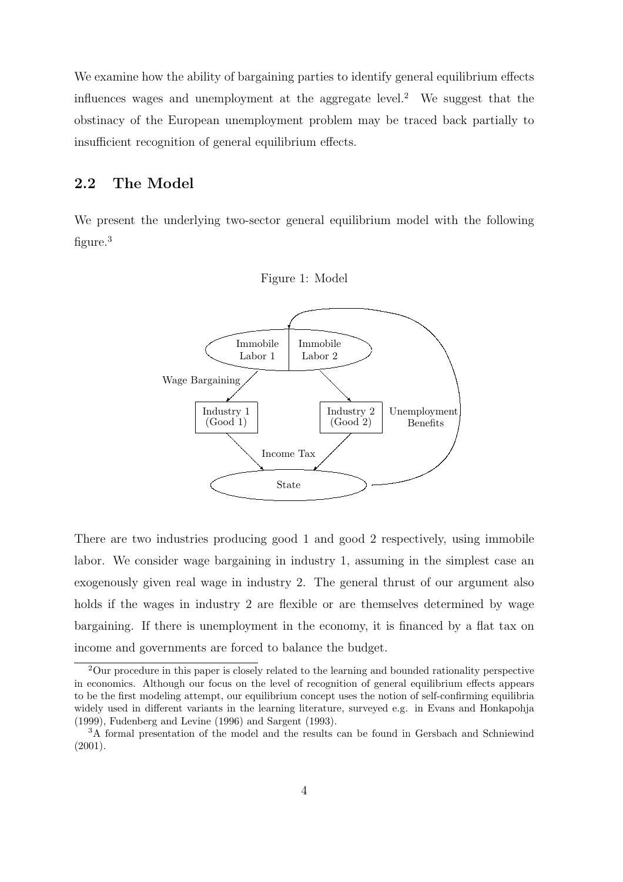We examine how the ability of bargaining parties to identify general equilibrium effects influences wages and unemployment at the aggregate level.[2] We suggest that the obstinacy of the European unemployment problem may be traced back partially to insufficient recognition of general equilibrium effects.

## 2.2 The Model

We present the underlying two-sector general equilibrium model with the following figure.[3]

Figure 1: Model

There are two industries producing good 1 and good 2 respectively, using immobile labor. We consider wage bargaining in industry 1, assuming in the simplest case an exogenously given real wage in industry 2. The general thrust of our argument also holds if the wages in industry 2 are flexible or are themselves determined by wage bargaining. If there is unemployment in the economy, it is financed by a flat tax on income and governments are forced to balance the budget.

---

[2] Our procedure in this paper is closely related to the learning and bounded rationality perspective in economics. Although our focus on the level of recognition of general equilibrium effects appears to be the first modeling attempt, our equilibrium concept uses the notion of self-confirming equilibria widely used in different variants in the learning literature, surveyed e.g. in Evans and Honkapohja (1999), Fudenberg and Levine (1996) and Sargent (1993).

[3] A formal presentation of the model and the results can be found in Gersbach and Schniewind (2001).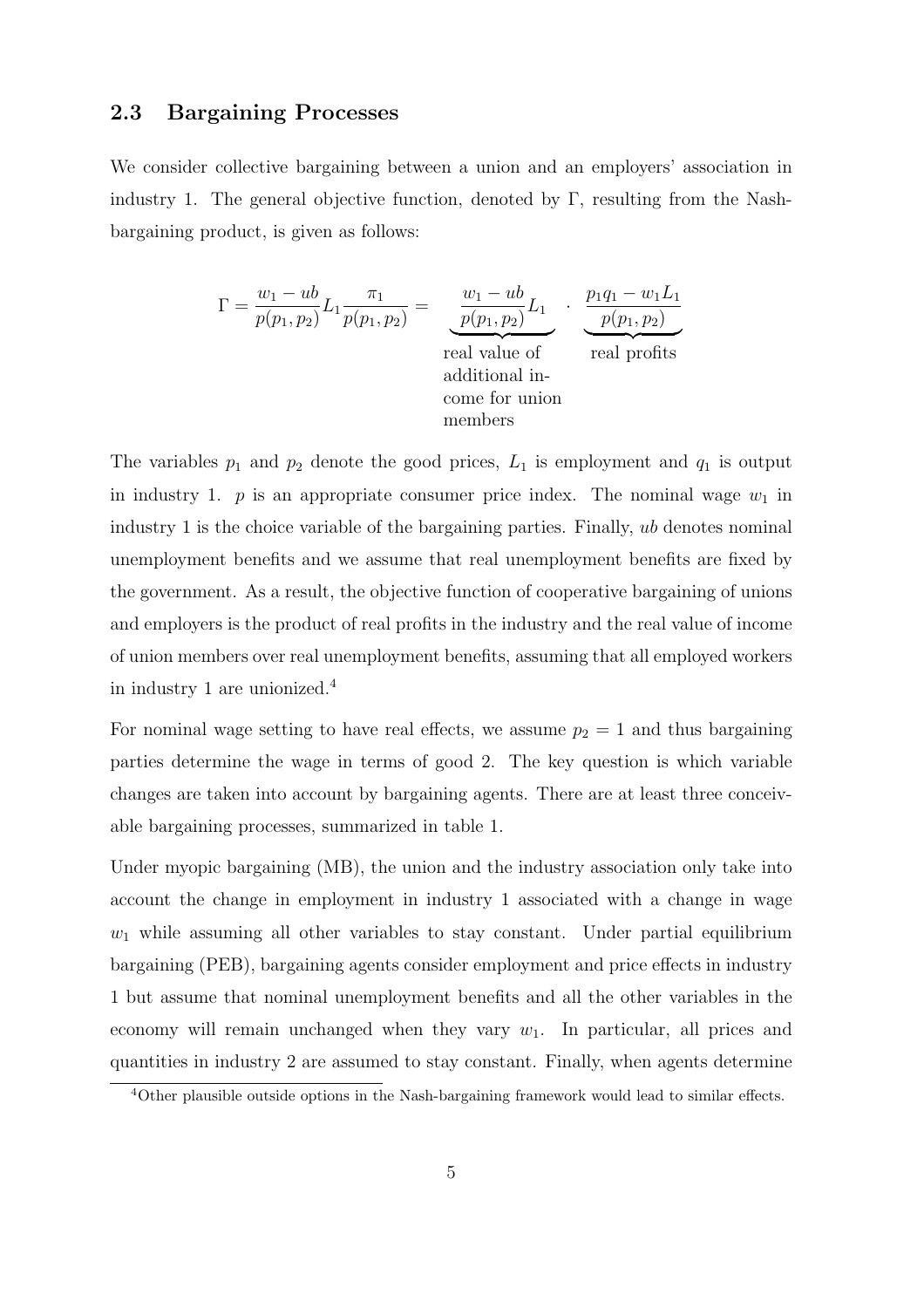## 2.3 Bargaining Processes

We consider collective bargaining between a union and an employers' association in industry 1. The general objective function, denoted by $\Gamma$, resulting from the Nash-bargaining product, is given as follows:

$$\Gamma = \frac{w_1 - ub}{p(p_1,p_2)} L_1 \frac{\pi_1}{p(p_1,p_2)} = \underbrace{\frac{w_1 - ub}{p(p_1,p_2)} L_1}_{\substack{\text{real value of} \\ \text{additional in-} \\ \text{come for union} \\ \text{members}}} \cdot \underbrace{\frac{p_1 q_1 - w_1 L_1}{p(p_1,p_2)}}_{\text{real profits}}$$

The variables $p_1$ and $p_2$ denote the good prices, $L_1$ is employment and $q_1$ is output in industry 1. $p$ is an appropriate consumer price index. The nominal wage $w_1$ in industry 1 is the choice variable of the bargaining parties. Finally, $ub$ denotes nominal unemployment benefits and we assume that real unemployment benefits are fixed by the government. As a result, the objective function of cooperative bargaining of unions and employers is the product of real profits in the industry and the real value of income of union members over real unemployment benefits, assuming that all employed workers in industry 1 are unionized.[4]

For nominal wage setting to have real effects, we assume $p_2 = 1$ and thus bargaining parties determine the wage in terms of good 2. The key question is which variable changes are taken into account by bargaining agents. There are at least three conceivable bargaining processes, summarized in table 1.

Under myopic bargaining (MB), the union and the industry association only take into account the change in employment in industry 1 associated with a change in wage $w_1$ while assuming all other variables to stay constant. Under partial equilibrium bargaining (PEB), bargaining agents consider employment and price effects in industry 1 but assume that nominal unemployment benefits and all the other variables in the economy will remain unchanged when they vary $w_1$. In particular, all prices and quantities in industry 2 are assumed to stay constant. Finally, when agents determine

[4] Other plausible outside options in the Nash-bargaining framework would lead to similar effects.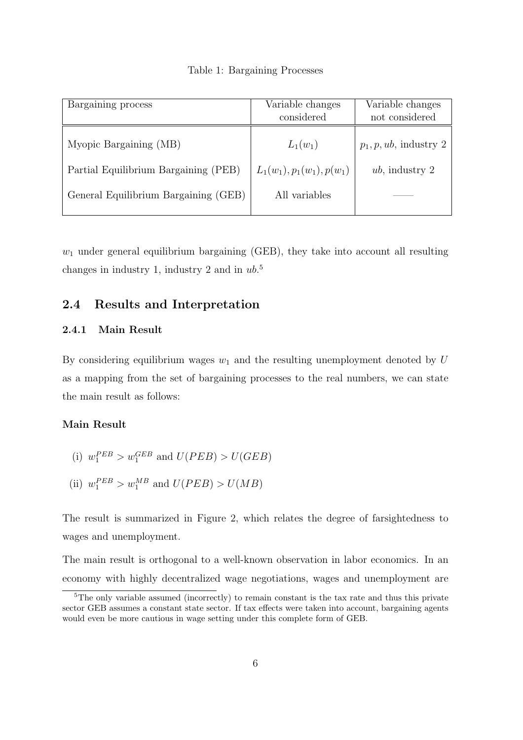Table 1: Bargaining Processes

| Bargaining process | Variable changes considered | Variable changes not considered |
|---|---|---|
| Myopic Bargaining (MB) | $L_1(w_1)$ | $p_1, p, ub$, industry 2 |
| Partial Equilibrium Bargaining (PEB) | $L_1(w_1), p_1(w_1), p(w_1)$ | $ub$, industry 2 |
| General Equilibrium Bargaining (GEB) | All variables | —— |

$w_1$ under general equilibrium bargaining (GEB), they take into account all resulting changes in industry 1, industry 2 and in $ub$.[5]

## 2.4 Results and Interpretation

### 2.4.1 Main Result

By considering equilibrium wages $w_1$ and the resulting unemployment denoted by $U$ as a mapping from the set of bargaining processes to the real numbers, we can state the main result as follows:

**Main Result**

(i) $w_1^{PEB} > w_1^{GEB}$ and $U(PEB) > U(GEB)$

(ii) $w_1^{PEB} > w_1^{MB}$ and $U(PEB) > U(MB)$

The result is summarized in Figure 2, which relates the degree of farsightedness to wages and unemployment.

The main result is orthogonal to a well-known observation in labor economics. In an economy with highly decentralized wage negotiations, wages and unemployment are

[5] The only variable assumed (incorrectly) to remain constant is the tax rate and thus this private sector GEB assumes a constant state sector. If tax effects were taken into account, bargaining agents would even be more cautious in wage setting under this complete form of GEB.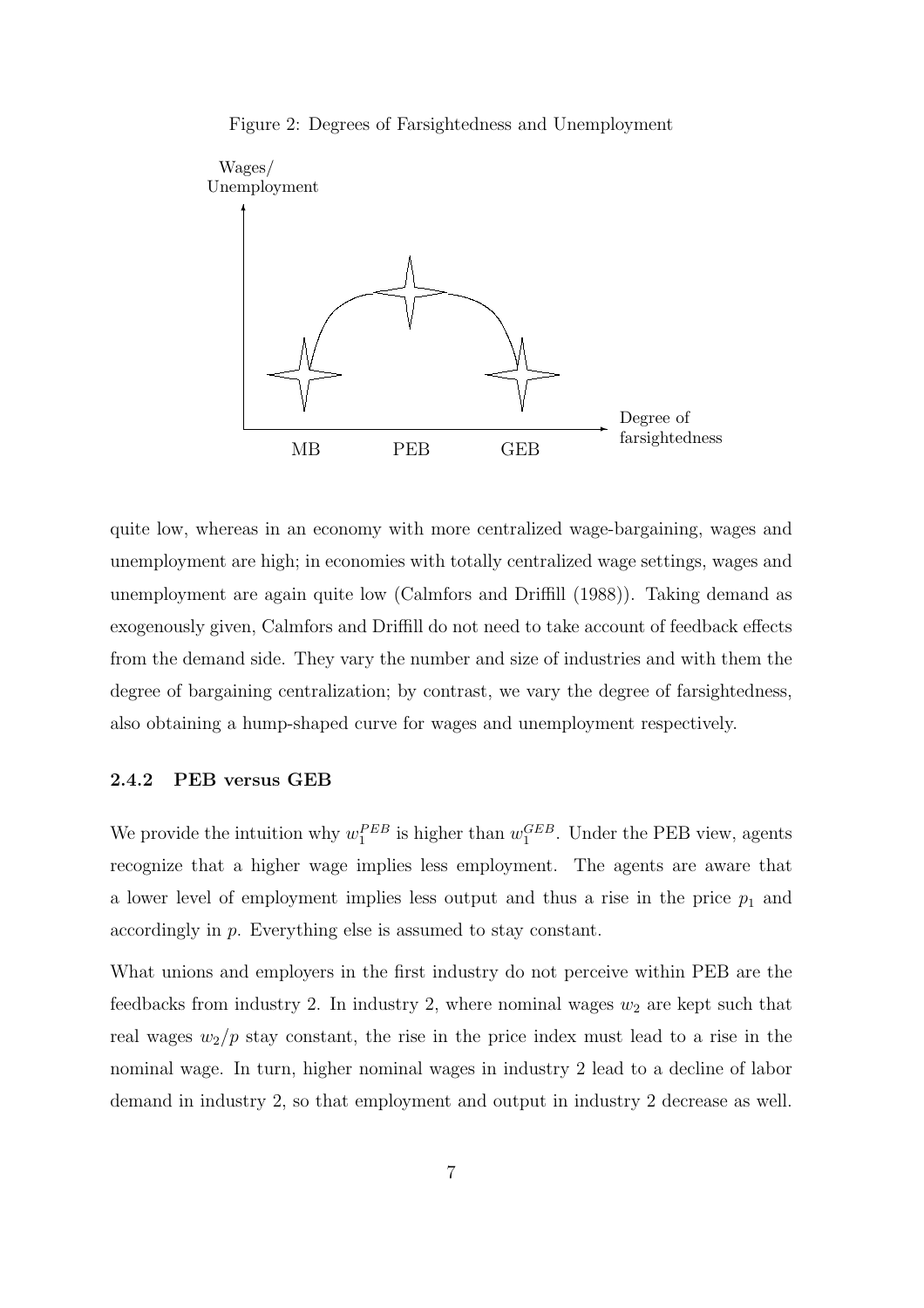Figure 2: Degrees of Farsightedness and Unemployment

quite low, whereas in an economy with more centralized wage-bargaining, wages and unemployment are high; in economies with totally centralized wage settings, wages and unemployment are again quite low (Calmfors and Driffill (1988)). Taking demand as exogenously given, Calmfors and Driffill do not need to take account of feedback effects from the demand side. They vary the number and size of industries and with them the degree of bargaining centralization; by contrast, we vary the degree of farsightedness, also obtaining a hump-shaped curve for wages and unemployment respectively.

#### 2.4.2 PEB versus GEB

We provide the intuition why $w_1^{PEB}$ is higher than $w_1^{GEB}$. Under the PEB view, agents recognize that a higher wage implies less employment. The agents are aware that a lower level of employment implies less output and thus a rise in the price $p_1$ and accordingly in $p$. Everything else is assumed to stay constant.

What unions and employers in the first industry do not perceive within PEB are the feedbacks from industry 2. In industry 2, where nominal wages $w_2$ are kept such that real wages $w_2/p$ stay constant, the rise in the price index must lead to a rise in the nominal wage. In turn, higher nominal wages in industry 2 lead to a decline of labor demand in industry 2, so that employment and output in industry 2 decrease as well.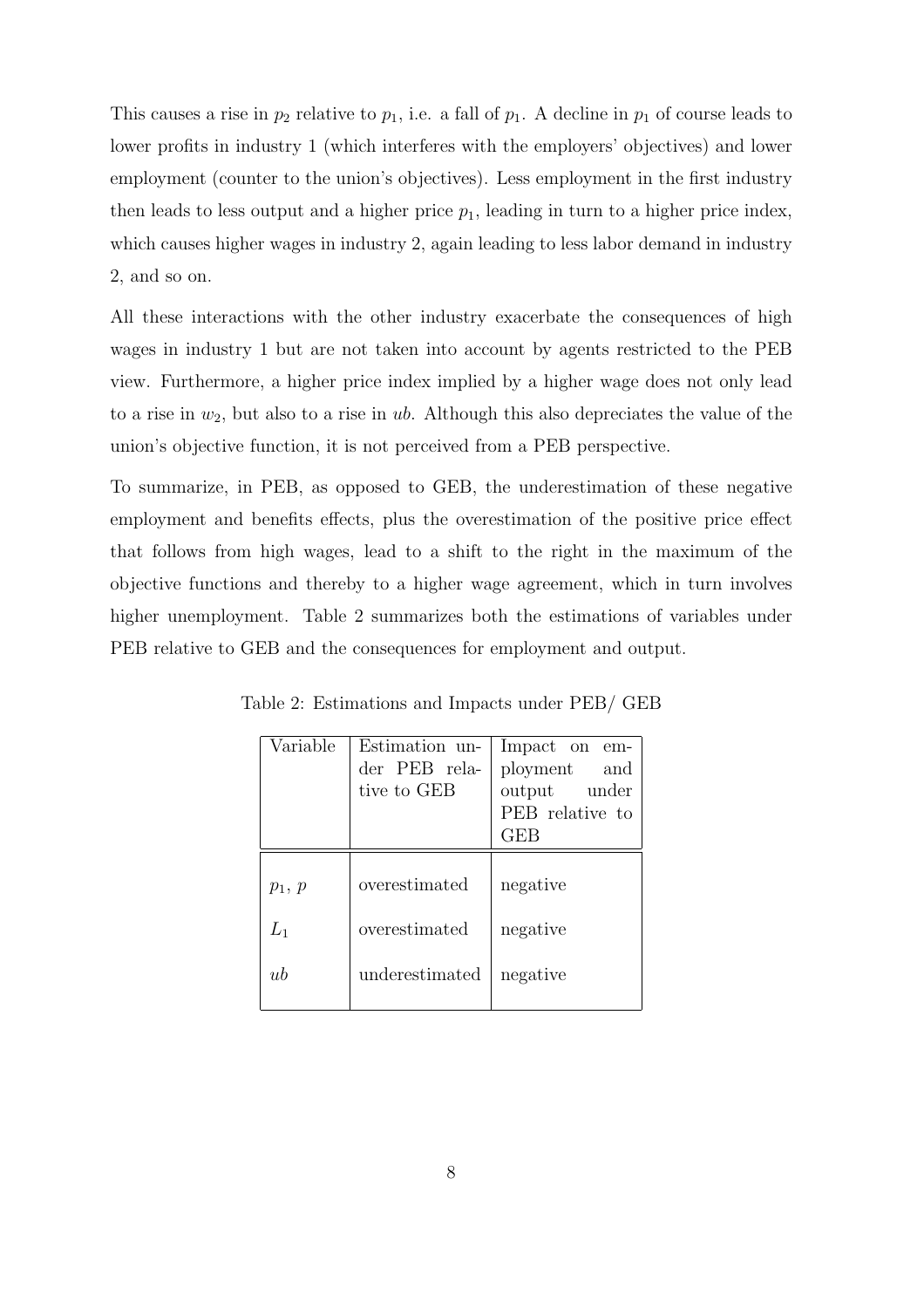This causes a rise in $p_2$ relative to $p_1$, i.e. a fall of $p_1$. A decline in $p_1$ of course leads to lower profits in industry 1 (which interferes with the employers' objectives) and lower employment (counter to the union's objectives). Less employment in the first industry then leads to less output and a higher price $p_1$, leading in turn to a higher price index, which causes higher wages in industry 2, again leading to less labor demand in industry 2, and so on.

All these interactions with the other industry exacerbate the consequences of high wages in industry 1 but are not taken into account by agents restricted to the PEB view. Furthermore, a higher price index implied by a higher wage does not only lead to a rise in $w_2$, but also to a rise in $ub$. Although this also depreciates the value of the union's objective function, it is not perceived from a PEB perspective.

To summarize, in PEB, as opposed to GEB, the underestimation of these negative employment and benefits effects, plus the overestimation of the positive price effect that follows from high wages, lead to a shift to the right in the maximum of the objective functions and thereby to a higher wage agreement, which in turn involves higher unemployment. Table 2 summarizes both the estimations of variables under PEB relative to GEB and the consequences for employment and output.

Table 2: Estimations and Impacts under PEB/ GEB

| Variable | Estimation under PEB relative to GEB | Impact on employment and output under PEB relative to GEB |
|---|---|---|
| $p_1$, $p$ | overestimated | negative |
| $L_1$ | overestimated | negative |
| $ub$ | underestimated | negative |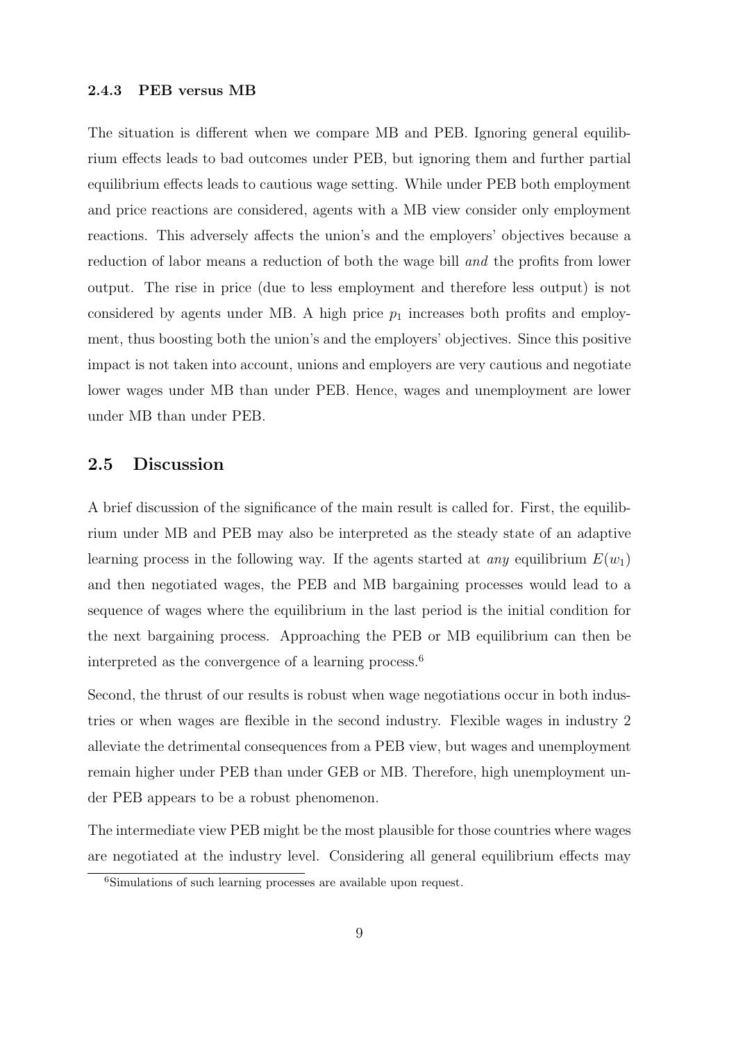### 2.4.3 PEB versus MB

The situation is different when we compare MB and PEB. Ignoring general equilibrium effects leads to bad outcomes under PEB, but ignoring them and further partial equilibrium effects leads to cautious wage setting. While under PEB both employment and price reactions are considered, agents with a MB view consider only employment reactions. This adversely affects the union's and the employers' objectives because a reduction of labor means a reduction of both the wage bill *and* the profits from lower output. The rise in price (due to less employment and therefore less output) is not considered by agents under MB. A high price $p_1$ increases both profits and employment, thus boosting both the union's and the employers' objectives. Since this positive impact is not taken into account, unions and employers are very cautious and negotiate lower wages under MB than under PEB. Hence, wages and unemployment are lower under MB than under PEB.

## 2.5 Discussion

A brief discussion of the significance of the main result is called for. First, the equilibrium under MB and PEB may also be interpreted as the steady state of an adaptive learning process in the following way. If the agents started at *any* equilibrium $E(w_1)$ and then negotiated wages, the PEB and MB bargaining processes would lead to a sequence of wages where the equilibrium in the last period is the initial condition for the next bargaining process. Approaching the PEB or MB equilibrium can then be interpreted as the convergence of a learning process.[6]

Second, the thrust of our results is robust when wage negotiations occur in both industries or when wages are flexible in the second industry. Flexible wages in industry 2 alleviate the detrimental consequences from a PEB view, but wages and unemployment remain higher under PEB than under GEB or MB. Therefore, high unemployment under PEB appears to be a robust phenomenon.

The intermediate view PEB might be the most plausible for those countries where wages are negotiated at the industry level. Considering all general equilibrium effects may

[6] Simulations of such learning processes are available upon request.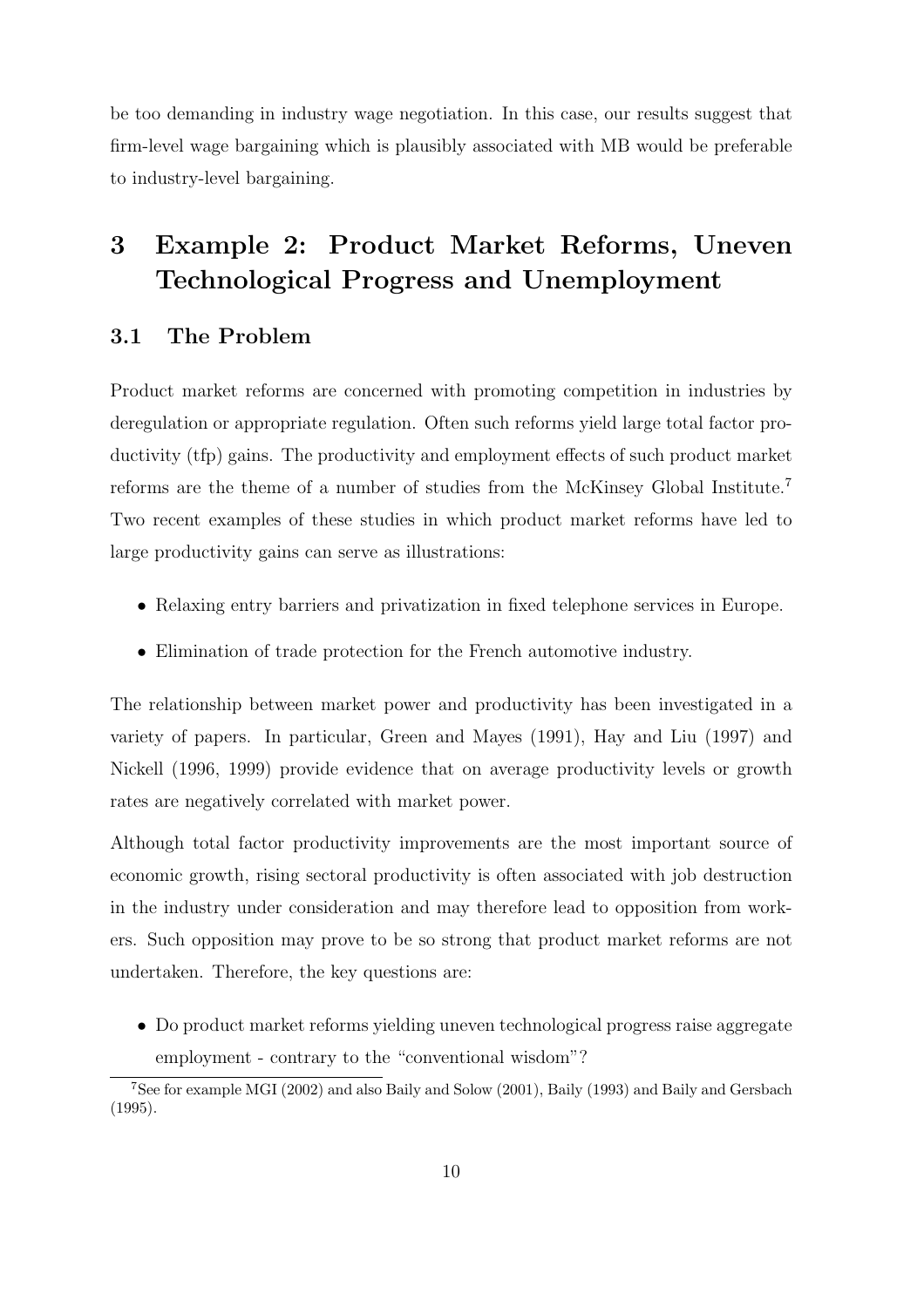be too demanding in industry wage negotiation. In this case, our results suggest that firm-level wage bargaining which is plausibly associated with MB would be preferable to industry-level bargaining.

# 3 Example 2: Product Market Reforms, Uneven Technological Progress and Unemployment

## 3.1 The Problem

Product market reforms are concerned with promoting competition in industries by deregulation or appropriate regulation. Often such reforms yield large total factor productivity (tfp) gains. The productivity and employment effects of such product market reforms are the theme of a number of studies from the McKinsey Global Institute.[7] Two recent examples of these studies in which product market reforms have led to large productivity gains can serve as illustrations:

- Relaxing entry barriers and privatization in fixed telephone services in Europe.
- Elimination of trade protection for the French automotive industry.

The relationship between market power and productivity has been investigated in a variety of papers. In particular, Green and Mayes (1991), Hay and Liu (1997) and Nickell (1996, 1999) provide evidence that on average productivity levels or growth rates are negatively correlated with market power.

Although total factor productivity improvements are the most important source of economic growth, rising sectoral productivity is often associated with job destruction in the industry under consideration and may therefore lead to opposition from workers. Such opposition may prove to be so strong that product market reforms are not undertaken. Therefore, the key questions are:

- Do product market reforms yielding uneven technological progress raise aggregate employment - contrary to the "conventional wisdom"?

[7] See for example MGI (2002) and also Baily and Solow (2001), Baily (1993) and Baily and Gersbach (1995).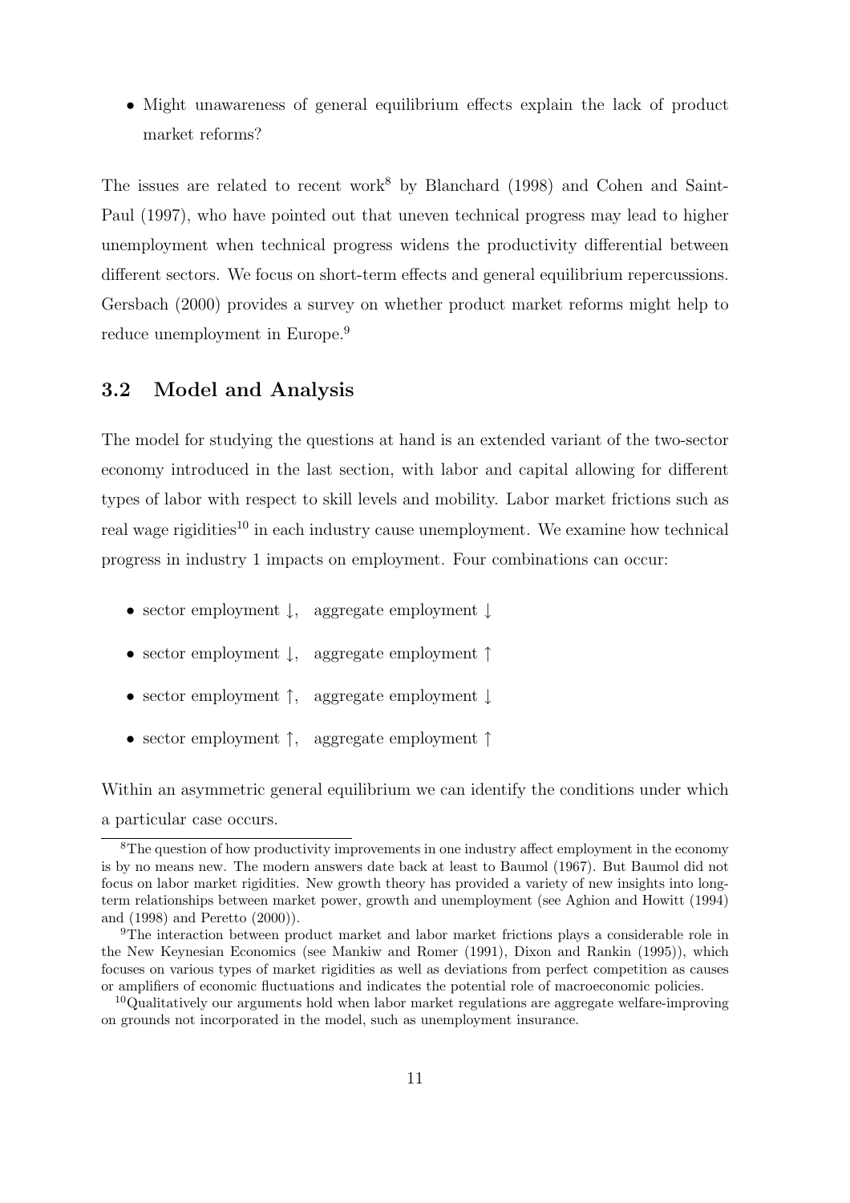- Might unawareness of general equilibrium effects explain the lack of product market reforms?

The issues are related to recent work[8] by Blanchard (1998) and Cohen and Saint-Paul (1997), who have pointed out that uneven technical progress may lead to higher unemployment when technical progress widens the productivity differential between different sectors. We focus on short-term effects and general equilibrium repercussions. Gersbach (2000) provides a survey on whether product market reforms might help to reduce unemployment in Europe.[9]

## 3.2 Model and Analysis

The model for studying the questions at hand is an extended variant of the two-sector economy introduced in the last section, with labor and capital allowing for different types of labor with respect to skill levels and mobility. Labor market frictions such as real wage rigidities[10] in each industry cause unemployment. We examine how technical progress in industry 1 impacts on employment. Four combinations can occur:

- sector employment $\downarrow$, aggregate employment $\downarrow$
- sector employment $\downarrow$, aggregate employment $\uparrow$
- sector employment $\uparrow$, aggregate employment $\downarrow$
- sector employment $\uparrow$, aggregate employment $\uparrow$

Within an asymmetric general equilibrium we can identify the conditions under which a particular case occurs.

[8] The question of how productivity improvements in one industry affect employment in the economy is by no means new. The modern answers date back at least to Baumol (1967). But Baumol did not focus on labor market rigidities. New growth theory has provided a variety of new insights into long-term relationships between market power, growth and unemployment (see Aghion and Howitt (1994) and (1998) and Peretto (2000)).

[9] The interaction between product market and labor market frictions plays a considerable role in the New Keynesian Economics (see Mankiw and Romer (1991), Dixon and Rankin (1995)), which focuses on various types of market rigidities as well as deviations from perfect competition as causes or amplifiers of economic fluctuations and indicates the potential role of macroeconomic policies.

[10] Qualitatively our arguments hold when labor market regulations are aggregate welfare-improving on grounds not incorporated in the model, such as unemployment insurance.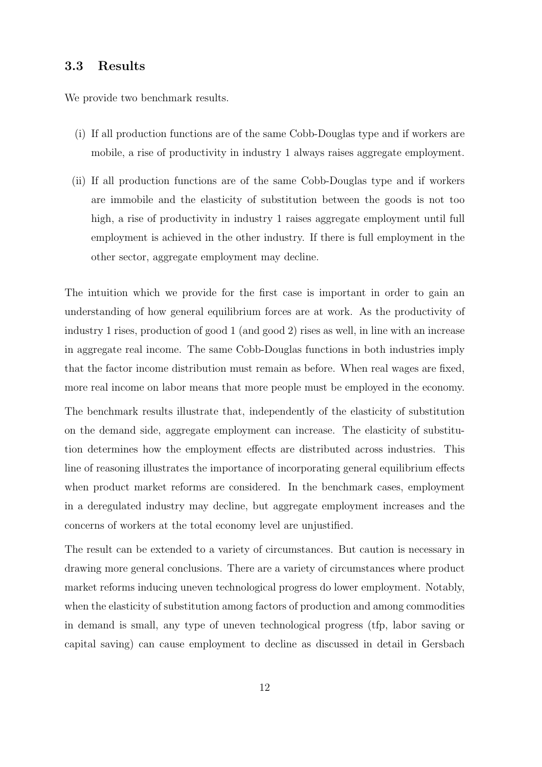### 3.3 Results

We provide two benchmark results.

(i) If all production functions are of the same Cobb-Douglas type and if workers are mobile, a rise of productivity in industry 1 always raises aggregate employment.

(ii) If all production functions are of the same Cobb-Douglas type and if workers are immobile and the elasticity of substitution between the goods is not too high, a rise of productivity in industry 1 raises aggregate employment until full employment is achieved in the other industry. If there is full employment in the other sector, aggregate employment may decline.

The intuition which we provide for the first case is important in order to gain an understanding of how general equilibrium forces are at work. As the productivity of industry 1 rises, production of good 1 (and good 2) rises as well, in line with an increase in aggregate real income. The same Cobb-Douglas functions in both industries imply that the factor income distribution must remain as before. When real wages are fixed, more real income on labor means that more people must be employed in the economy.

The benchmark results illustrate that, independently of the elasticity of substitution on the demand side, aggregate employment can increase. The elasticity of substitution determines how the employment effects are distributed across industries. This line of reasoning illustrates the importance of incorporating general equilibrium effects when product market reforms are considered. In the benchmark cases, employment in a deregulated industry may decline, but aggregate employment increases and the concerns of workers at the total economy level are unjustified.

The result can be extended to a variety of circumstances. But caution is necessary in drawing more general conclusions. There are a variety of circumstances where product market reforms inducing uneven technological progress do lower employment. Notably, when the elasticity of substitution among factors of production and among commodities in demand is small, any type of uneven technological progress (tfp, labor saving or capital saving) can cause employment to decline as discussed in detail in Gersbach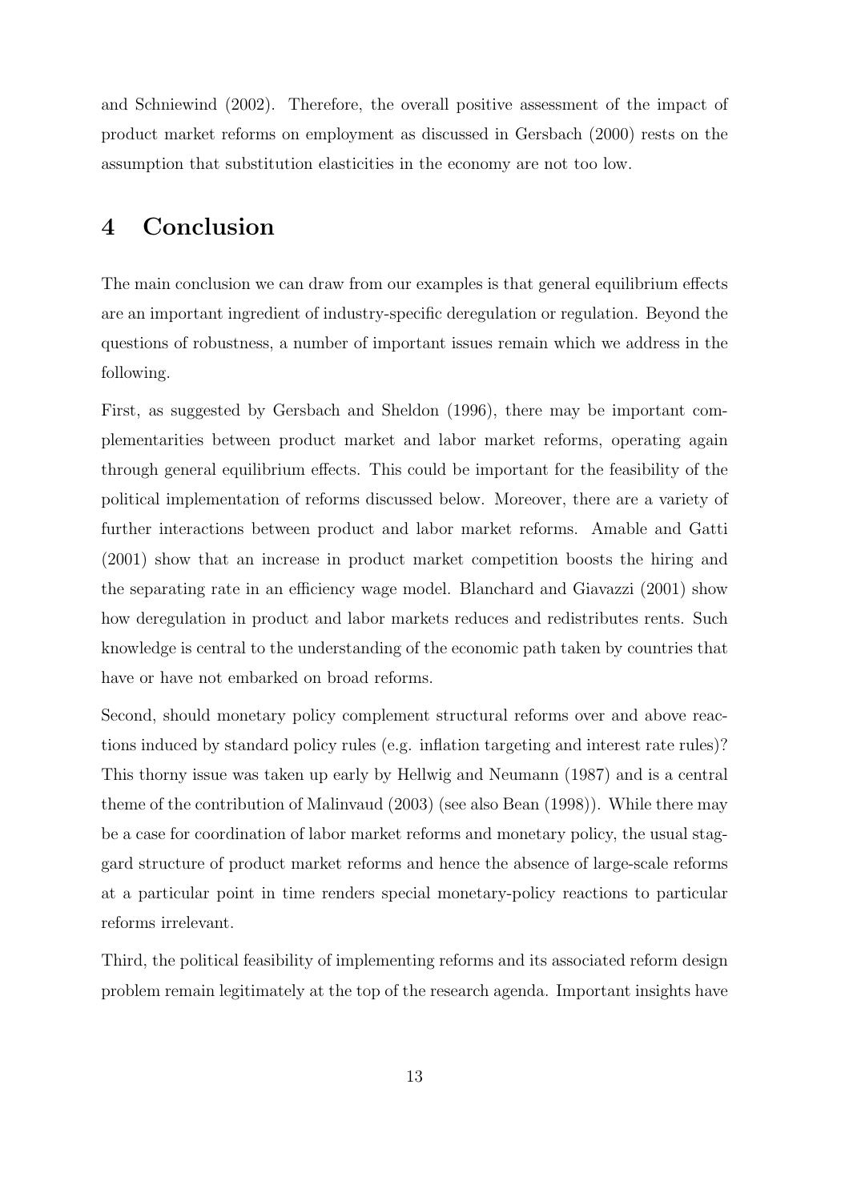and Schniewind (2002). Therefore, the overall positive assessment of the impact of product market reforms on employment as discussed in Gersbach (2000) rests on the assumption that substitution elasticities in the economy are not too low.

# 4 Conclusion

The main conclusion we can draw from our examples is that general equilibrium effects are an important ingredient of industry-specific deregulation or regulation. Beyond the questions of robustness, a number of important issues remain which we address in the following.

First, as suggested by Gersbach and Sheldon (1996), there may be important complementarities between product market and labor market reforms, operating again through general equilibrium effects. This could be important for the feasibility of the political implementation of reforms discussed below. Moreover, there are a variety of further interactions between product and labor market reforms. Amable and Gatti (2001) show that an increase in product market competition boosts the hiring and the separating rate in an efficiency wage model. Blanchard and Giavazzi (2001) show how deregulation in product and labor markets reduces and redistributes rents. Such knowledge is central to the understanding of the economic path taken by countries that have or have not embarked on broad reforms.

Second, should monetary policy complement structural reforms over and above reactions induced by standard policy rules (e.g. inflation targeting and interest rate rules)? This thorny issue was taken up early by Hellwig and Neumann (1987) and is a central theme of the contribution of Malinvaud (2003) (see also Bean (1998)). While there may be a case for coordination of labor market reforms and monetary policy, the usual staggard structure of product market reforms and hence the absence of large-scale reforms at a particular point in time renders special monetary-policy reactions to particular reforms irrelevant.

Third, the political feasibility of implementing reforms and its associated reform design problem remain legitimately at the top of the research agenda. Important insights have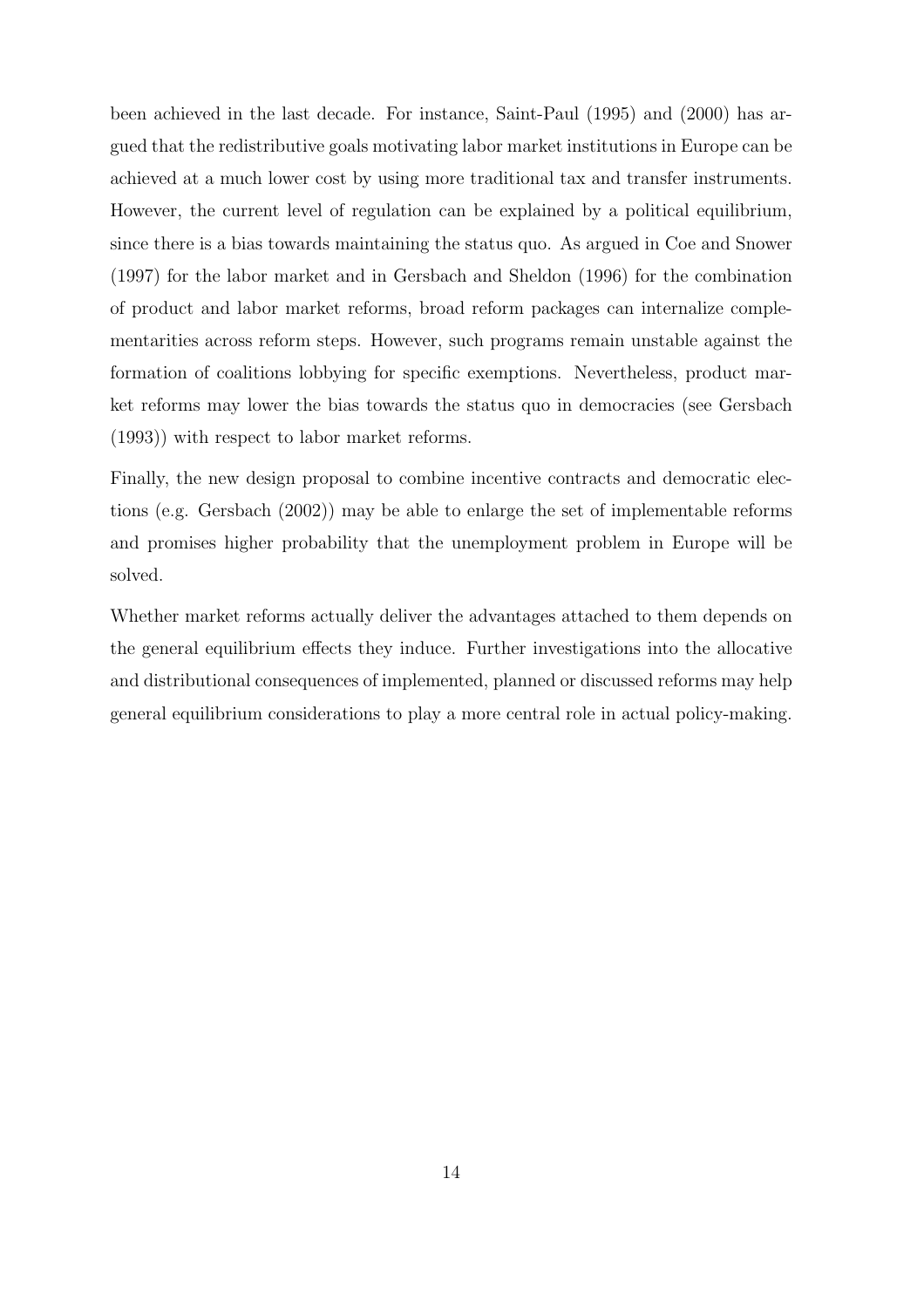been achieved in the last decade. For instance, Saint-Paul (1995) and (2000) has argued that the redistributive goals motivating labor market institutions in Europe can be achieved at a much lower cost by using more traditional tax and transfer instruments. However, the current level of regulation can be explained by a political equilibrium, since there is a bias towards maintaining the status quo. As argued in Coe and Snower (1997) for the labor market and in Gersbach and Sheldon (1996) for the combination of product and labor market reforms, broad reform packages can internalize complementarities across reform steps. However, such programs remain unstable against the formation of coalitions lobbying for specific exemptions. Nevertheless, product market reforms may lower the bias towards the status quo in democracies (see Gersbach (1993)) with respect to labor market reforms.

Finally, the new design proposal to combine incentive contracts and democratic elections (e.g. Gersbach (2002)) may be able to enlarge the set of implementable reforms and promises higher probability that the unemployment problem in Europe will be solved.

Whether market reforms actually deliver the advantages attached to them depends on the general equilibrium effects they induce. Further investigations into the allocative and distributional consequences of implemented, planned or discussed reforms may help general equilibrium considerations to play a more central role in actual policy-making.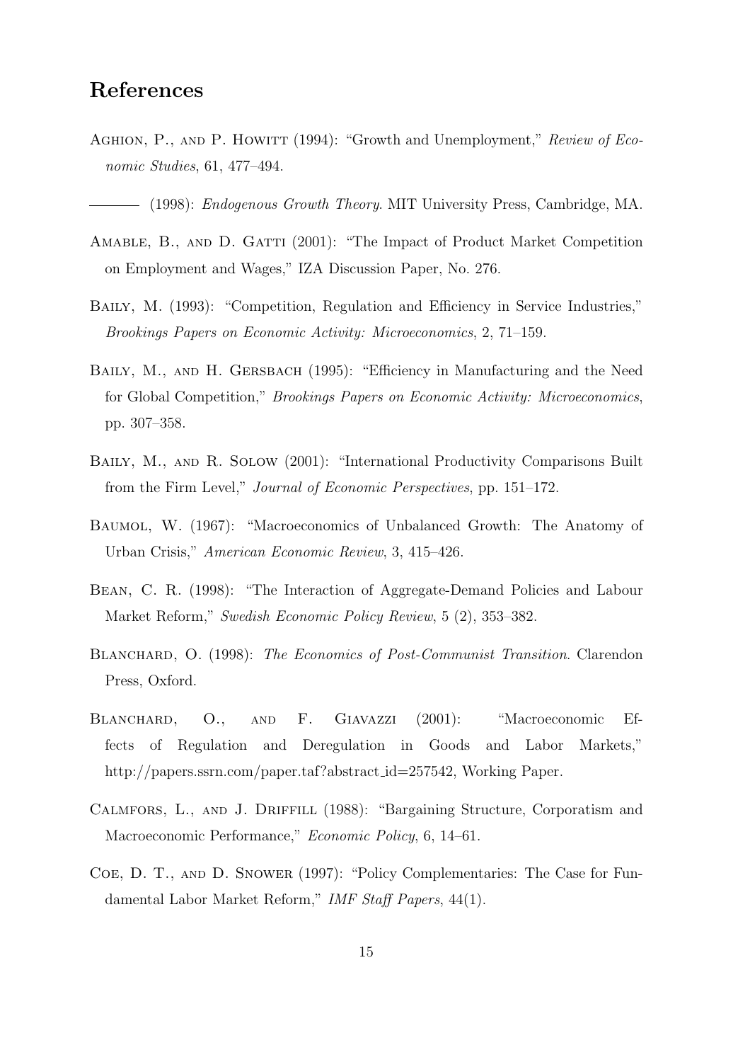## References

Aghion, P., and P. Howitt (1994): "Growth and Unemployment," *Review of Economic Studies*, 61, 477–494.

——— (1998): *Endogenous Growth Theory*. MIT University Press, Cambridge, MA.

Amable, B., and D. Gatti (2001): "The Impact of Product Market Competition on Employment and Wages," IZA Discussion Paper, No. 276.

Baily, M. (1993): "Competition, Regulation and Efficiency in Service Industries," *Brookings Papers on Economic Activity: Microeconomics*, 2, 71–159.

Baily, M., and H. Gersbach (1995): "Efficiency in Manufacturing and the Need for Global Competition," *Brookings Papers on Economic Activity: Microeconomics*, pp. 307–358.

Baily, M., and R. Solow (2001): "International Productivity Comparisons Built from the Firm Level," *Journal of Economic Perspectives*, pp. 151–172.

Baumol, W. (1967): "Macroeconomics of Unbalanced Growth: The Anatomy of Urban Crisis," *American Economic Review*, 3, 415–426.

Bean, C. R. (1998): "The Interaction of Aggregate-Demand Policies and Labour Market Reform," *Swedish Economic Policy Review*, 5 (2), 353–382.

Blanchard, O. (1998): *The Economics of Post-Communist Transition*. Clarendon Press, Oxford.

Blanchard, O., and F. Giavazzi (2001): "Macroeconomic Effects of Regulation and Deregulation in Goods and Labor Markets," http://papers.ssrn.com/paper.taf?abstract_id=257542, Working Paper.

Calmfors, L., and J. Driffill (1988): "Bargaining Structure, Corporatism and Macroeconomic Performance," *Economic Policy*, 6, 14–61.

Coe, D. T., and D. Snower (1997): "Policy Complementaries: The Case for Fundamental Labor Market Reform," *IMF Staff Papers*, 44(1).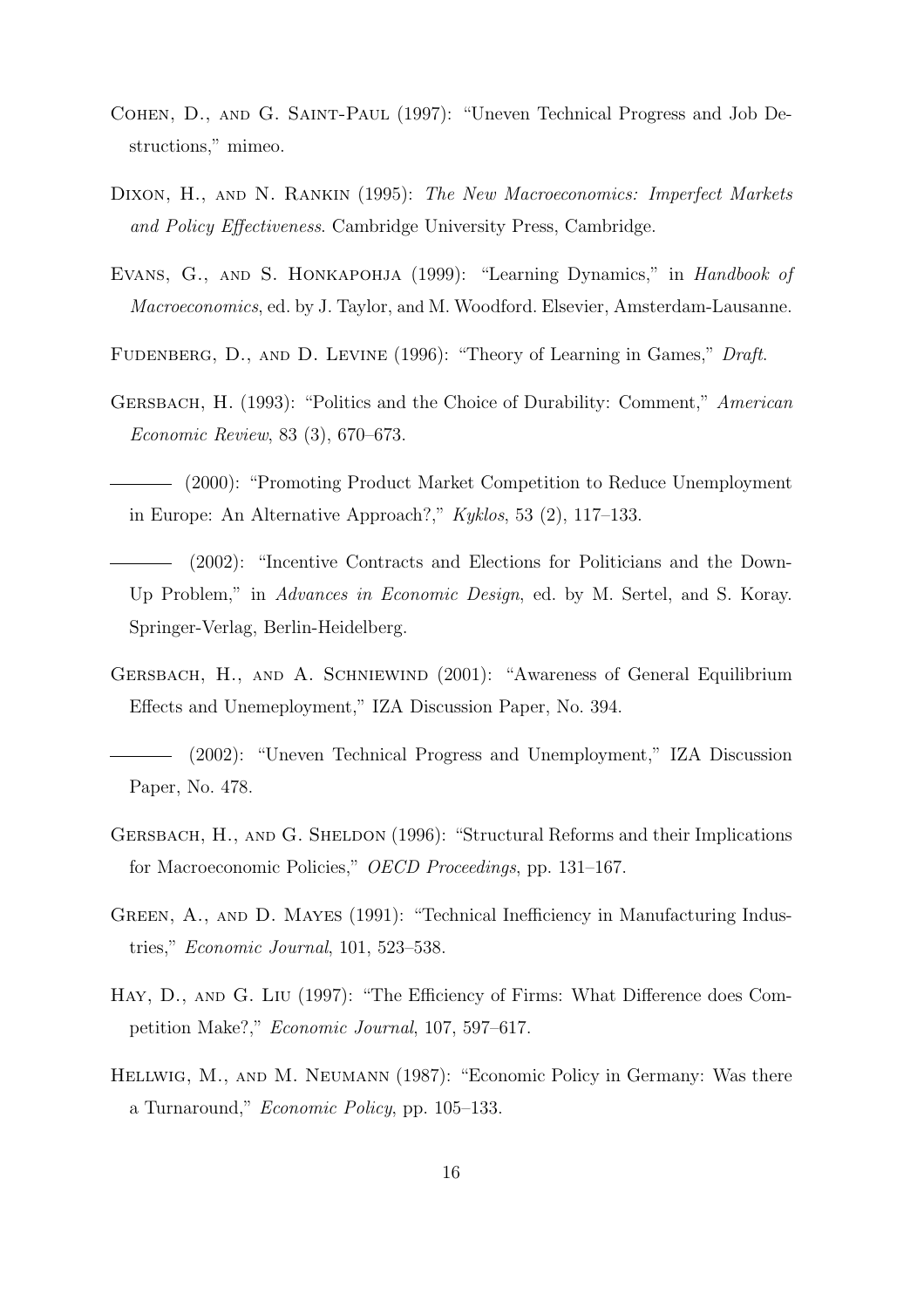Cohen, D., and G. Saint-Paul (1997): "Uneven Technical Progress and Job Destructions," mimeo.

Dixon, H., and N. Rankin (1995): *The New Macroeconomics: Imperfect Markets and Policy Effectiveness*. Cambridge University Press, Cambridge.

Evans, G., and S. Honkapohja (1999): "Learning Dynamics," in *Handbook of Macroeconomics*, ed. by J. Taylor, and M. Woodford. Elsevier, Amsterdam-Lausanne.

Fudenberg, D., and D. Levine (1996): "Theory of Learning in Games," *Draft*.

Gersbach, H. (1993): "Politics and the Choice of Durability: Comment," *American Economic Review*, 83 (3), 670–673.

——— (2000): "Promoting Product Market Competition to Reduce Unemployment in Europe: An Alternative Approach?," *Kyklos*, 53 (2), 117–133.

——— (2002): "Incentive Contracts and Elections for Politicians and the Down-Up Problem," in *Advances in Economic Design*, ed. by M. Sertel, and S. Koray. Springer-Verlag, Berlin-Heidelberg.

Gersbach, H., and A. Schniewind (2001): "Awareness of General Equilibrium Effects and Unemeployment," IZA Discussion Paper, No. 394.

——— (2002): "Uneven Technical Progress and Unemployment," IZA Discussion Paper, No. 478.

Gersbach, H., and G. Sheldon (1996): "Structural Reforms and their Implications for Macroeconomic Policies," *OECD Proceedings*, pp. 131–167.

Green, A., and D. Mayes (1991): "Technical Inefficiency in Manufacturing Industries," *Economic Journal*, 101, 523–538.

Hay, D., and G. Liu (1997): "The Efficiency of Firms: What Difference does Competition Make?," *Economic Journal*, 107, 597–617.

Hellwig, M., and M. Neumann (1987): "Economic Policy in Germany: Was there a Turnaround," *Economic Policy*, pp. 105–133.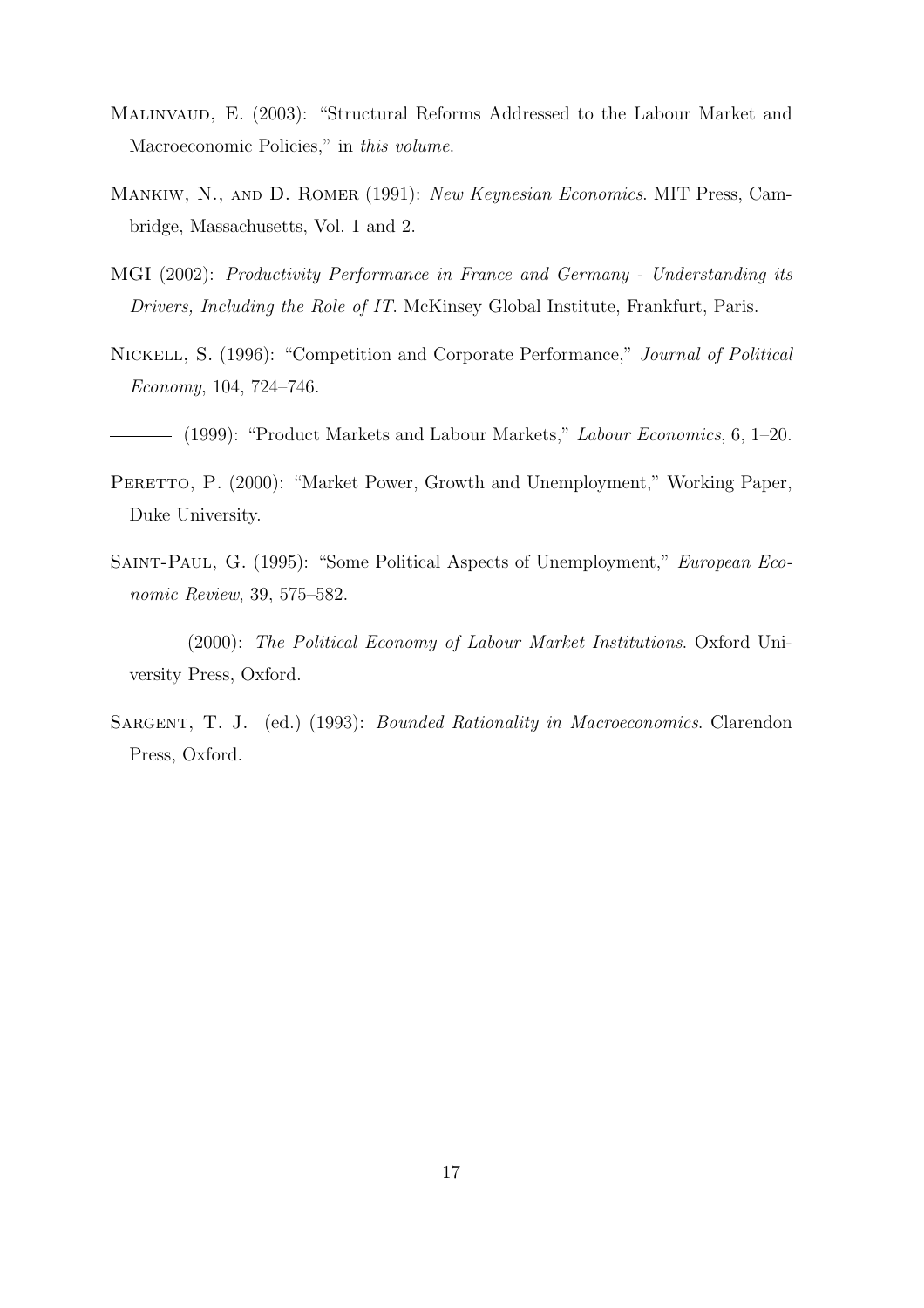Malinvaud, E. (2003): "Structural Reforms Addressed to the Labour Market and Macroeconomic Policies," in *this volume*.

Mankiw, N., and D. Romer (1991): *New Keynesian Economics*. MIT Press, Cambridge, Massachusetts, Vol. 1 and 2.

MGI (2002): *Productivity Performance in France and Germany - Understanding its Drivers, Including the Role of IT*. McKinsey Global Institute, Frankfurt, Paris.

Nickell, S. (1996): "Competition and Corporate Performance," *Journal of Political Economy*, 104, 724–746.

——— (1999): "Product Markets and Labour Markets," *Labour Economics*, 6, 1–20.

Peretto, P. (2000): "Market Power, Growth and Unemployment," Working Paper, Duke University.

Saint-Paul, G. (1995): "Some Political Aspects of Unemployment," *European Economic Review*, 39, 575–582.

——— (2000): *The Political Economy of Labour Market Institutions*. Oxford University Press, Oxford.

Sargent, T. J. (ed.) (1993): *Bounded Rationality in Macroeconomics*. Clarendon Press, Oxford.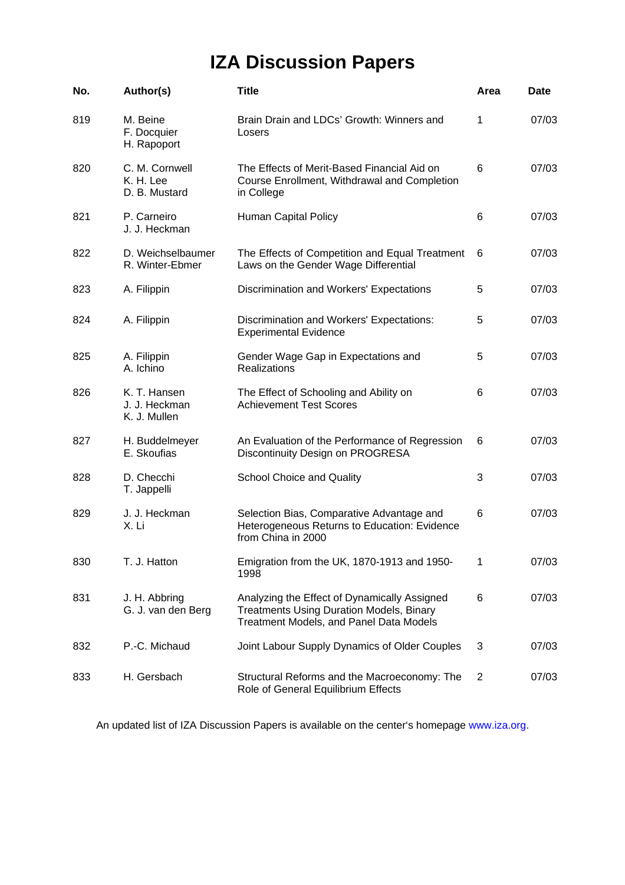# IZA Discussion Papers

| No. | Author(s) | Title | Area | Date |
|---|---|---|---|---|
| 819 | M. Beine<br>F. Docquier<br>H. Rapoport | Brain Drain and LDCs' Growth: Winners and Losers | 1 | 07/03 |
| 820 | C. M. Cornwell<br>K. H. Lee<br>D. B. Mustard | The Effects of Merit-Based Financial Aid on Course Enrollment, Withdrawal and Completion in College | 6 | 07/03 |
| 821 | P. Carneiro<br>J. J. Heckman | Human Capital Policy | 6 | 07/03 |
| 822 | D. Weichselbaumer<br>R. Winter-Ebmer | The Effects of Competition and Equal Treatment Laws on the Gender Wage Differential | 6 | 07/03 |
| 823 | A. Filippin | Discrimination and Workers' Expectations | 5 | 07/03 |
| 824 | A. Filippin | Discrimination and Workers' Expectations: Experimental Evidence | 5 | 07/03 |
| 825 | A. Filippin<br>A. Ichino | Gender Wage Gap in Expectations and Realizations | 5 | 07/03 |
| 826 | K. T. Hansen<br>J. J. Heckman<br>K. J. Mullen | The Effect of Schooling and Ability on Achievement Test Scores | 6 | 07/03 |
| 827 | H. Buddelmeyer<br>E. Skoufias | An Evaluation of the Performance of Regression Discontinuity Design on PROGRESA | 6 | 07/03 |
| 828 | D. Checchi<br>T. Jappelli | School Choice and Quality | 3 | 07/03 |
| 829 | J. J. Heckman<br>X. Li | Selection Bias, Comparative Advantage and Heterogeneous Returns to Education: Evidence from China in 2000 | 6 | 07/03 |
| 830 | T. J. Hatton | Emigration from the UK, 1870-1913 and 1950-1998 | 1 | 07/03 |
| 831 | J. H. Abbring<br>G. J. van den Berg | Analyzing the Effect of Dynamically Assigned Treatments Using Duration Models, Binary Treatment Models, and Panel Data Models | 6 | 07/03 |
| 832 | P.-C. Michaud | Joint Labour Supply Dynamics of Older Couples | 3 | 07/03 |
| 833 | H. Gersbach | Structural Reforms and the Macroeconomy: The Role of General Equilibrium Effects | 2 | 07/03 |

An updated list of IZA Discussion Papers is available on the center's homepage www.iza.org.